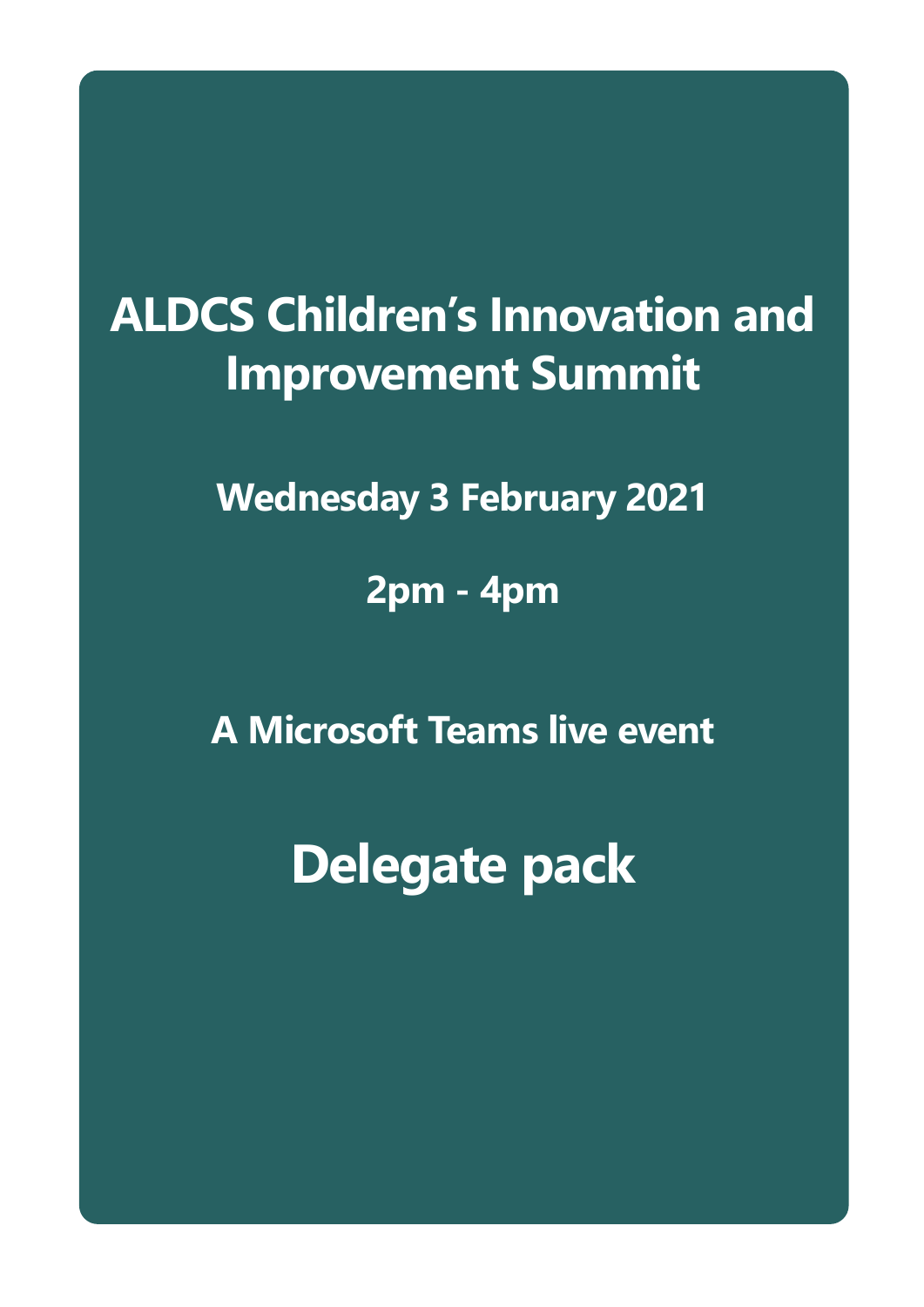# ALDCS Children's Innovation and Improvement Summit

**Wednesday 3 February 2021**

**2pm - 4pm**

**A Microsoft Teams live event**

# Delegate pack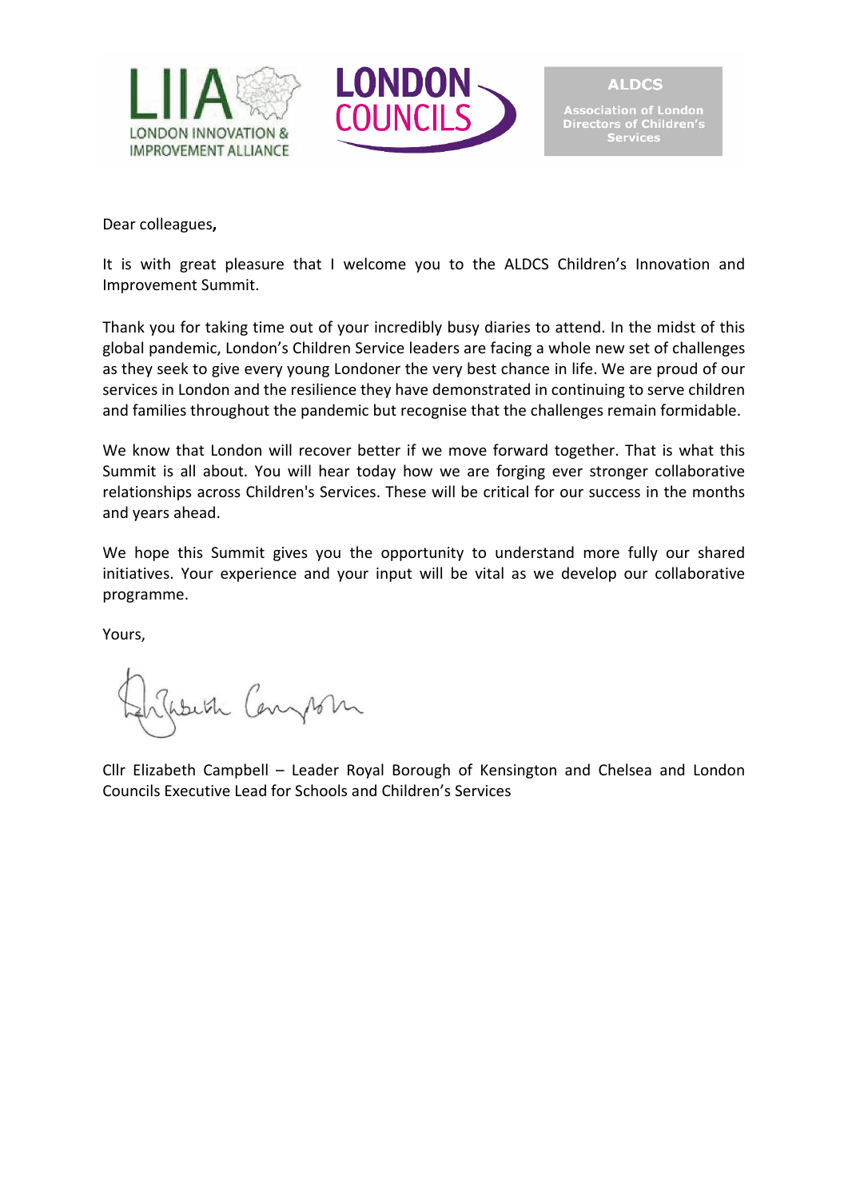Dear colleagues**,**

It is with great pleasure that I welcome you to the ALDCS Children's Innovation and Improvement Summit.

Thank you for taking time out of your incredibly busy diaries to attend. In the midst of this global pandemic, London's Children Service leaders are facing a whole new set of challenges as they seek to give every young Londoner the very best chance in life. We are proud of our services in London and the resilience they have demonstrated in continuing to serve children and families throughout the pandemic but recognise that the challenges remain formidable.

We know that London will recover better if we move forward together. That is what this Summit is all about. You will hear today how we are forging ever stronger collaborative relationships across Children's Services. These will be critical for our success in the months and years ahead.

We hope this Summit gives you the opportunity to understand more fully our shared initiatives. Your experience and your input will be vital as we develop our collaborative programme.

Yours,

Cllr Elizabeth Campbell – Leader Royal Borough of Kensington and Chelsea and London Councils Executive Lead for Schools and Children's Services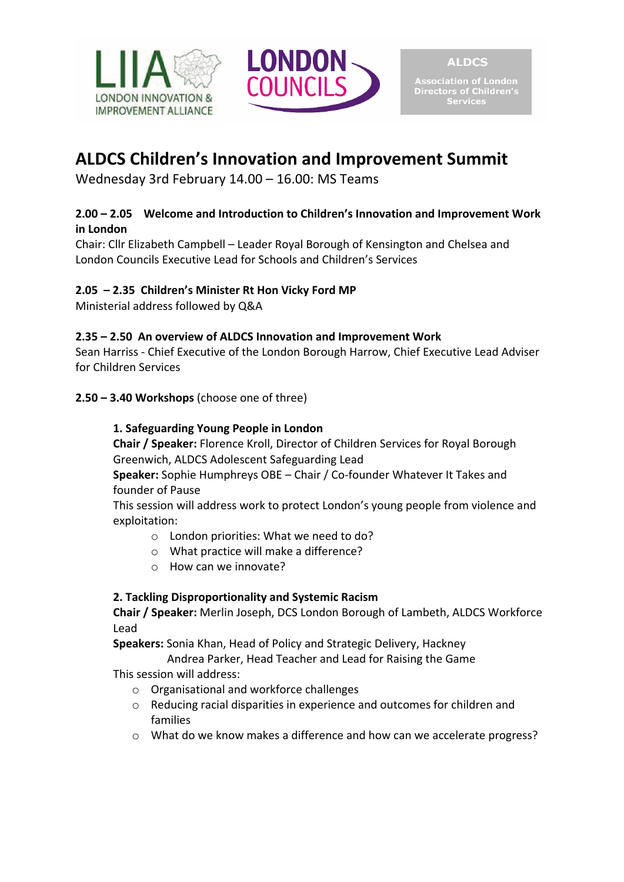LIIA LONDON INNOVATION & IMPROVEMENT ALLIANCE | LONDON COUNCILS | ALDCS Association of London Directors of Children's Services

# ALDCS Children's Innovation and Improvement Summit

Wednesday 3rd February 14.00 – 16.00: MS Teams

**2.00 – 2.05 Welcome and Introduction to Children's Innovation and Improvement Work in London**

Chair: Cllr Elizabeth Campbell – Leader Royal Borough of Kensington and Chelsea and London Councils Executive Lead for Schools and Children's Services

**2.05 – 2.35 Children's Minister Rt Hon Vicky Ford MP**

Ministerial address followed by Q&A

**2.35 – 2.50 An overview of ALDCS Innovation and Improvement Work**

Sean Harriss - Chief Executive of the London Borough Harrow, Chief Executive Lead Adviser for Children Services

**2.50 – 3.40 Workshops** (choose one of three)

**1. Safeguarding Young People in London**

**Chair / Speaker:** Florence Kroll, Director of Children Services for Royal Borough Greenwich, ALDCS Adolescent Safeguarding Lead

**Speaker:** Sophie Humphreys OBE – Chair / Co-founder Whatever It Takes and founder of Pause

This session will address work to protect London's young people from violence and exploitation:

- London priorities: What we need to do?
- What practice will make a difference?
- How can we innovate?

**2. Tackling Disproportionality and Systemic Racism**

**Chair / Speaker:** Merlin Joseph, DCS London Borough of Lambeth, ALDCS Workforce Lead

**Speakers:** Sonia Khan, Head of Policy and Strategic Delivery, Hackney
Andrea Parker, Head Teacher and Lead for Raising the Game

This session will address:

- Organisational and workforce challenges
- Reducing racial disparities in experience and outcomes for children and families
- What do we know makes a difference and how can we accelerate progress?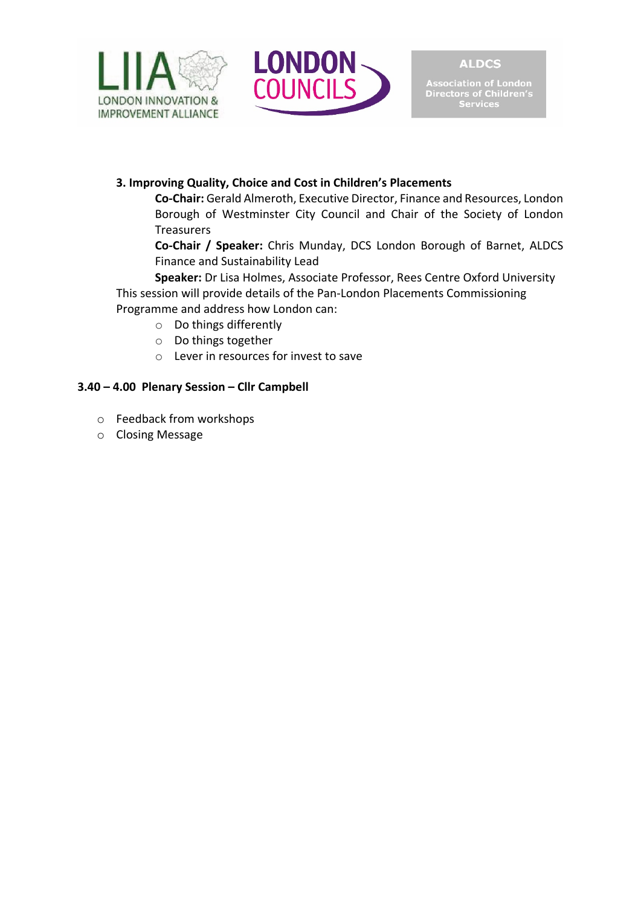**3. Improving Quality, Choice and Cost in Children's Placements**

**Co-Chair:** Gerald Almeroth, Executive Director, Finance and Resources, London Borough of Westminster City Council and Chair of the Society of London Treasurers

**Co-Chair / Speaker:** Chris Munday, DCS London Borough of Barnet, ALDCS Finance and Sustainability Lead

**Speaker:** Dr Lisa Holmes, Associate Professor, Rees Centre Oxford University

This session will provide details of the Pan-London Placements Commissioning Programme and address how London can:

- Do things differently
- Do things together
- Lever in resources for invest to save

**3.40 – 4.00 Plenary Session – Cllr Campbell**

- Feedback from workshops
- Closing Message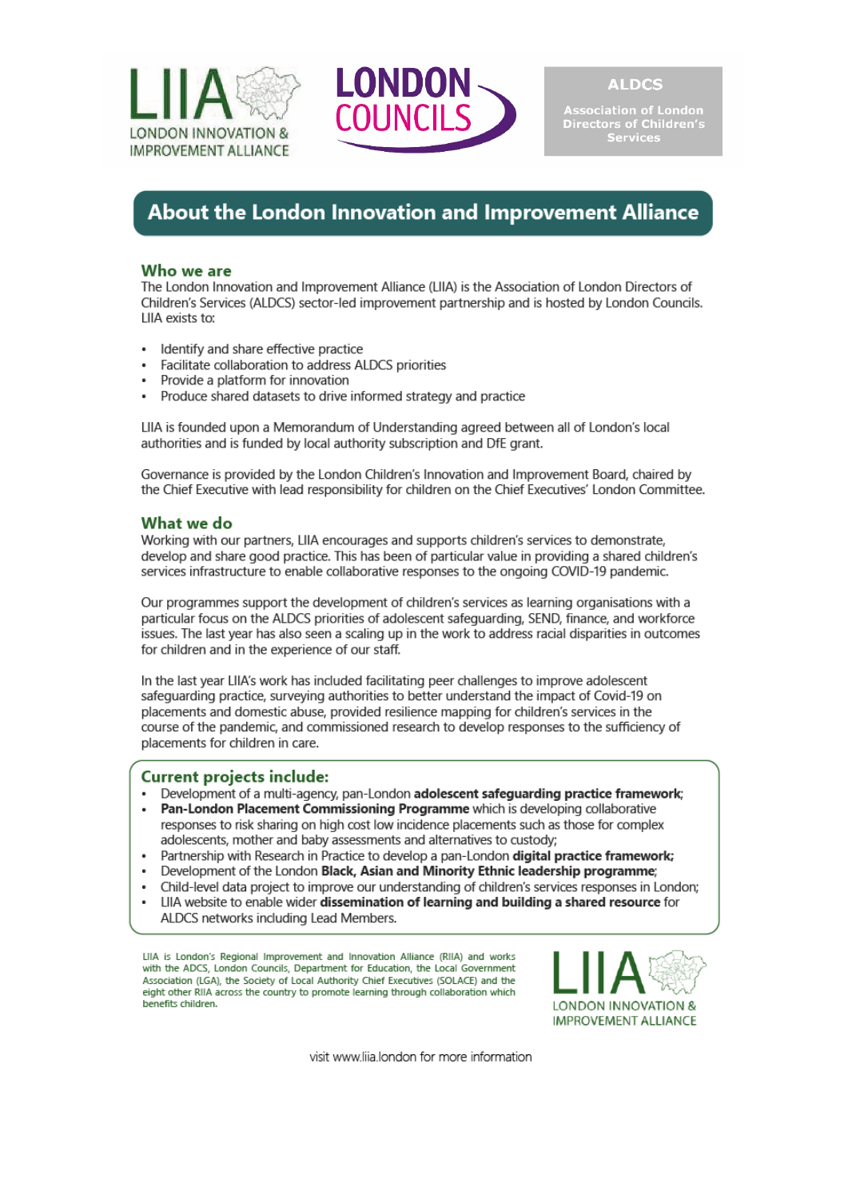LIIA LONDON INNOVATION & IMPROVEMENT ALLIANCE

LONDON COUNCILS

ALDCS
Association of London Directors of Children's Services

# About the London Innovation and Improvement Alliance

## Who we are

The London Innovation and Improvement Alliance (LIIA) is the Association of London Directors of Children's Services (ALDCS) sector-led improvement partnership and is hosted by London Councils. LIIA exists to:

- Identify and share effective practice
- Facilitate collaboration to address ALDCS priorities
- Provide a platform for innovation
- Produce shared datasets to drive informed strategy and practice

LIIA is founded upon a Memorandum of Understanding agreed between all of London's local authorities and is funded by local authority subscription and DfE grant.

Governance is provided by the London Children's Innovation and Improvement Board, chaired by the Chief Executive with lead responsibility for children on the Chief Executives' London Committee.

## What we do

Working with our partners, LIIA encourages and supports children's services to demonstrate, develop and share good practice. This has been of particular value in providing a shared children's services infrastructure to enable collaborative responses to the ongoing COVID-19 pandemic.

Our programmes support the development of children's services as learning organisations with a particular focus on the ALDCS priorities of adolescent safeguarding, SEND, finance, and workforce issues. The last year has also seen a scaling up in the work to address racial disparities in outcomes for children and in the experience of our staff.

In the last year LIIA's work has included facilitating peer challenges to improve adolescent safeguarding practice, surveying authorities to better understand the impact of Covid-19 on placements and domestic abuse, provided resilience mapping for children's services in the course of the pandemic, and commissioned research to develop responses to the sufficiency of placements for children in care.

## Current projects include:

- Development of a multi-agency, pan-London **adolescent safeguarding practice framework**;
- **Pan-London Placement Commissioning Programme** which is developing collaborative responses to risk sharing on high cost low incidence placements such as those for complex adolescents, mother and baby assessments and alternatives to custody;
- Partnership with Research in Practice to develop a pan-London **digital practice framework;**
- Development of the London **Black, Asian and Minority Ethnic leadership programme**;
- Child-level data project to improve our understanding of children's services responses in London;
- LIIA website to enable wider **dissemination of learning and building a shared resource** for ALDCS networks including Lead Members.

LIIA is London's Regional Improvement and Innovation Alliance (RIIA) and works with the ADCS, London Councils, Department for Education, the Local Government Association (LGA), the Society of Local Authority Chief Executives (SOLACE) and the eight other RIIA across the country to promote learning through collaboration which benefits children.

LIIA LONDON INNOVATION & IMPROVEMENT ALLIANCE

visit www.liia.london for more information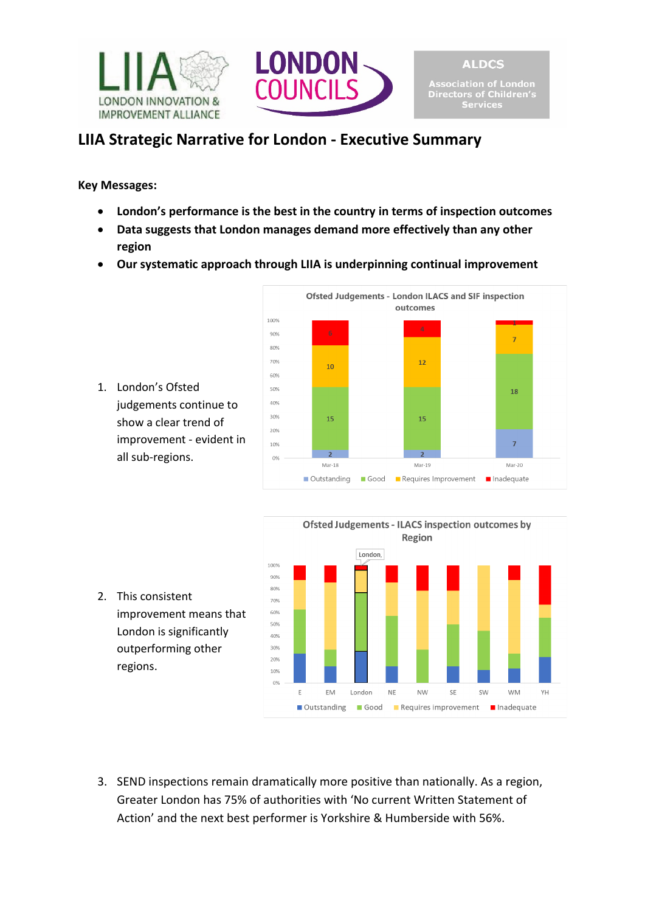# LIIA Strategic Narrative for London - Executive Summary

**Key Messages:**

- **London's performance is the best in the country in terms of inspection outcomes**
- **Data suggests that London manages demand more effectively than any other region**
- **Our systematic approach through LIIA is underpinning continual improvement**

1. London's Ofsted judgements continue to show a clear trend of improvement - evident in all sub-regions.

Ofsted Judgements - London ILACS and SIF inspection outcomes

| | Outstanding | Good | Requires Improvement | Inadequate |
|---|---|---|---|---|
| Mar-18 | 2 | 15 | 10 | 6 |
| Mar-19 | 2 | 15 | 12 | 4 |
| Mar-20 | 7 | 18 | 7 | 1 |

2. This consistent improvement means that London is significantly outperforming other regions.

Ofsted Judgements - ILACS inspection outcomes by Region

(Chart: E, EM, London, NE, NW, SE, SW, WM, YH — Outstanding, Good, Requires improvement, Inadequate)

3. SEND inspections remain dramatically more positive than nationally. As a region, Greater London has 75% of authorities with 'No current Written Statement of Action' and the next best performer is Yorkshire & Humberside with 56%.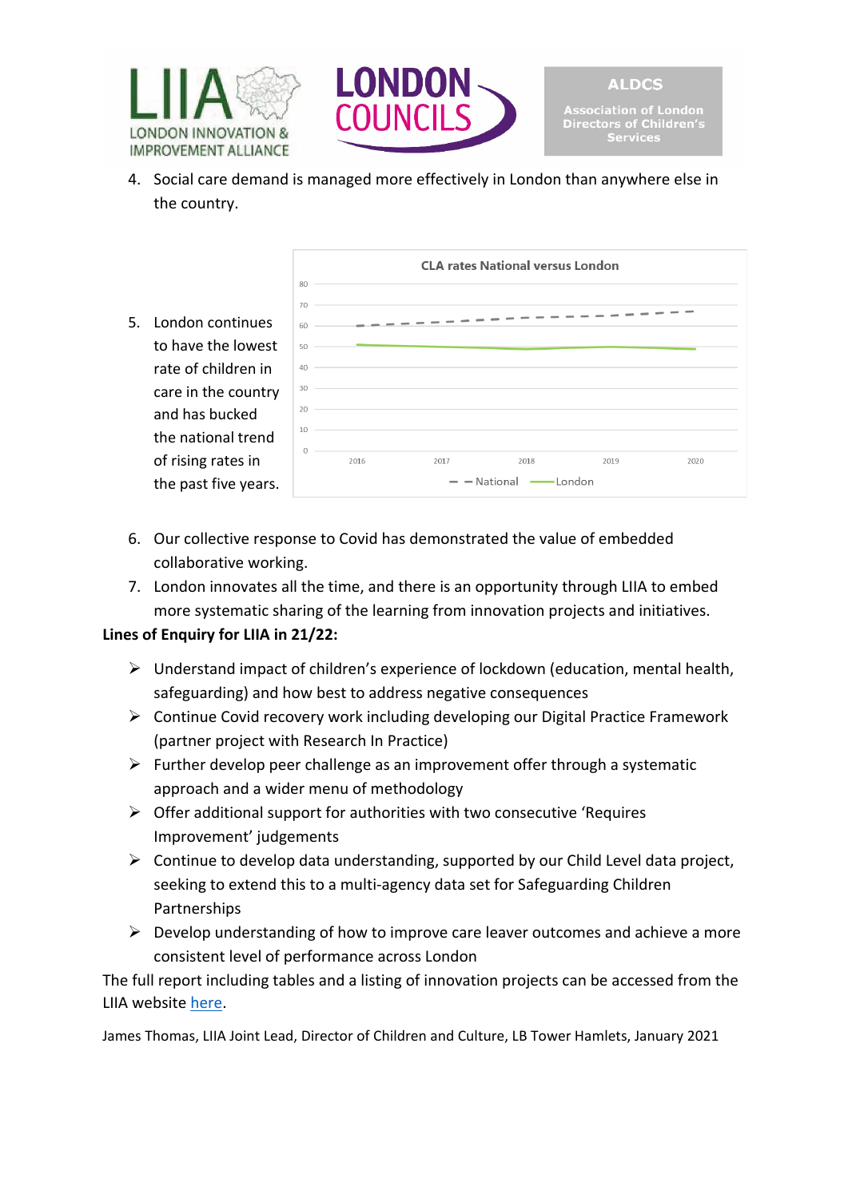4. Social care demand is managed more effectively in London than anywhere else in the country.

5. London continues to have the lowest rate of children in care in the country and has bucked the national trend of rising rates in the past five years.

CLA rates National versus London

6. Our collective response to Covid has demonstrated the value of embedded collaborative working.
7. London innovates all the time, and there is an opportunity through LIIA to embed more systematic sharing of the learning from innovation projects and initiatives.

**Lines of Enquiry for LIIA in 21/22:**

- Understand impact of children's experience of lockdown (education, mental health, safeguarding) and how best to address negative consequences
- Continue Covid recovery work including developing our Digital Practice Framework (partner project with Research In Practice)
- Further develop peer challenge as an improvement offer through a systematic approach and a wider menu of methodology
- Offer additional support for authorities with two consecutive 'Requires Improvement' judgements
- Continue to develop data understanding, supported by our Child Level data project, seeking to extend this to a multi-agency data set for Safeguarding Children Partnerships
- Develop understanding of how to improve care leaver outcomes and achieve a more consistent level of performance across London

The full report including tables and a listing of innovation projects can be accessed from the LIIA website here.

James Thomas, LIIA Joint Lead, Director of Children and Culture, LB Tower Hamlets, January 2021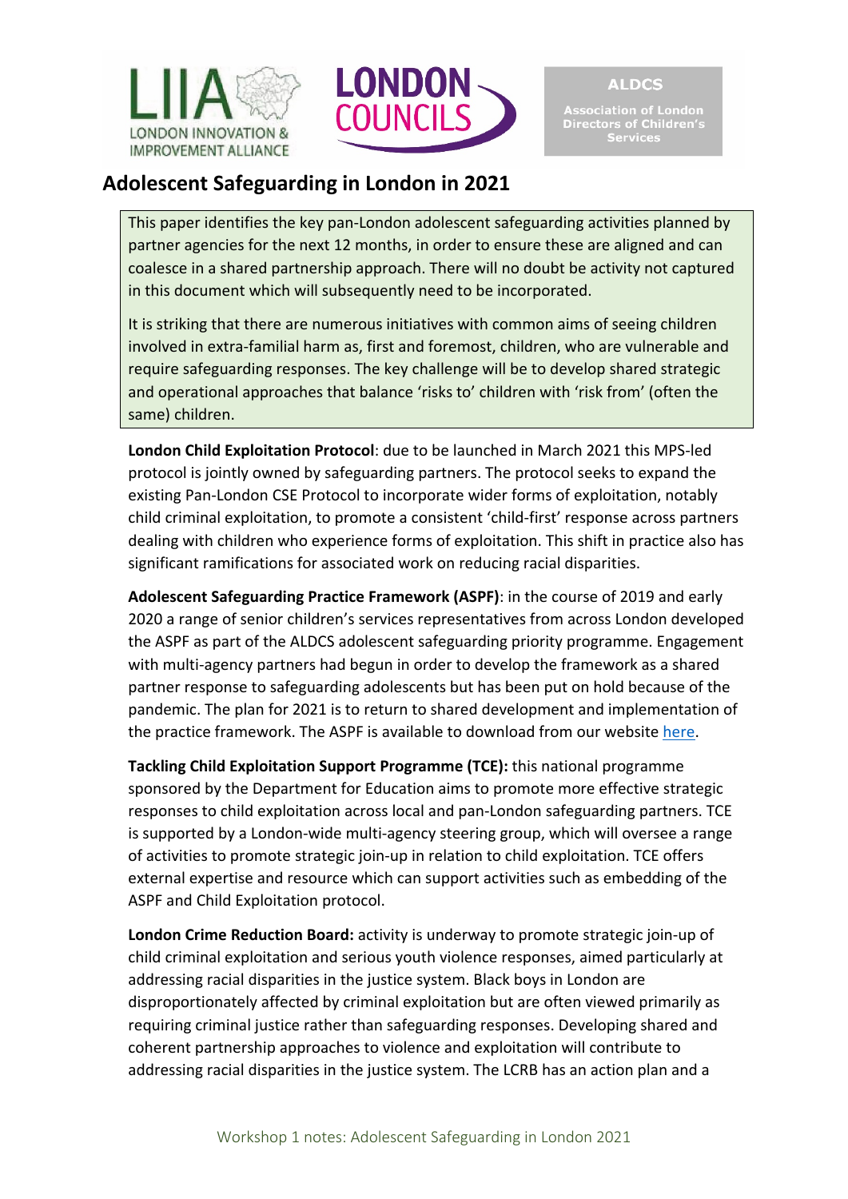# Adolescent Safeguarding in London in 2021

This paper identifies the key pan-London adolescent safeguarding activities planned by partner agencies for the next 12 months, in order to ensure these are aligned and can coalesce in a shared partnership approach. There will no doubt be activity not captured in this document which will subsequently need to be incorporated.

It is striking that there are numerous initiatives with common aims of seeing children involved in extra-familial harm as, first and foremost, children, who are vulnerable and require safeguarding responses. The key challenge will be to develop shared strategic and operational approaches that balance 'risks to' children with 'risk from' (often the same) children.

**London Child Exploitation Protocol**: due to be launched in March 2021 this MPS-led protocol is jointly owned by safeguarding partners. The protocol seeks to expand the existing Pan-London CSE Protocol to incorporate wider forms of exploitation, notably child criminal exploitation, to promote a consistent 'child-first' response across partners dealing with children who experience forms of exploitation. This shift in practice also has significant ramifications for associated work on reducing racial disparities.

**Adolescent Safeguarding Practice Framework (ASPF)**: in the course of 2019 and early 2020 a range of senior children's services representatives from across London developed the ASPF as part of the ALDCS adolescent safeguarding priority programme. Engagement with multi-agency partners had begun in order to develop the framework as a shared partner response to safeguarding adolescents but has been put on hold because of the pandemic. The plan for 2021 is to return to shared development and implementation of the practice framework. The ASPF is available to download from our website here.

**Tackling Child Exploitation Support Programme (TCE):** this national programme sponsored by the Department for Education aims to promote more effective strategic responses to child exploitation across local and pan-London safeguarding partners. TCE is supported by a London-wide multi-agency steering group, which will oversee a range of activities to promote strategic join-up in relation to child exploitation. TCE offers external expertise and resource which can support activities such as embedding of the ASPF and Child Exploitation protocol.

**London Crime Reduction Board:** activity is underway to promote strategic join-up of child criminal exploitation and serious youth violence responses, aimed particularly at addressing racial disparities in the justice system. Black boys in London are disproportionately affected by criminal exploitation but are often viewed primarily as requiring criminal justice rather than safeguarding responses. Developing shared and coherent partnership approaches to violence and exploitation will contribute to addressing racial disparities in the justice system. The LCRB has an action plan and a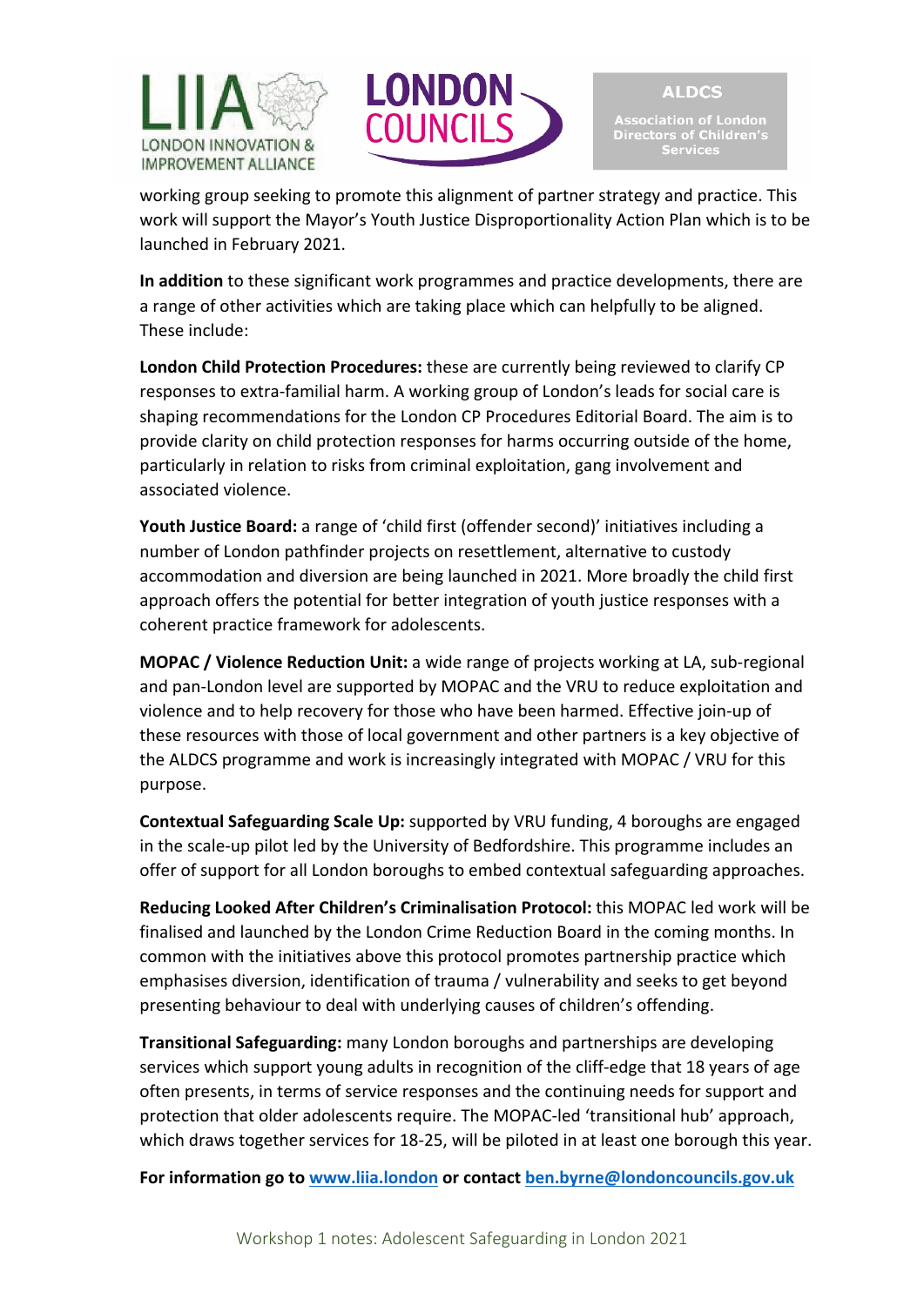working group seeking to promote this alignment of partner strategy and practice. This work will support the Mayor's Youth Justice Disproportionality Action Plan which is to be launched in February 2021.

**In addition** to these significant work programmes and practice developments, there are a range of other activities which are taking place which can helpfully to be aligned. These include:

**London Child Protection Procedures:** these are currently being reviewed to clarify CP responses to extra-familial harm. A working group of London's leads for social care is shaping recommendations for the London CP Procedures Editorial Board. The aim is to provide clarity on child protection responses for harms occurring outside of the home, particularly in relation to risks from criminal exploitation, gang involvement and associated violence.

**Youth Justice Board:** a range of 'child first (offender second)' initiatives including a number of London pathfinder projects on resettlement, alternative to custody accommodation and diversion are being launched in 2021. More broadly the child first approach offers the potential for better integration of youth justice responses with a coherent practice framework for adolescents.

**MOPAC / Violence Reduction Unit:** a wide range of projects working at LA, sub-regional and pan-London level are supported by MOPAC and the VRU to reduce exploitation and violence and to help recovery for those who have been harmed. Effective join-up of these resources with those of local government and other partners is a key objective of the ALDCS programme and work is increasingly integrated with MOPAC / VRU for this purpose.

**Contextual Safeguarding Scale Up:** supported by VRU funding, 4 boroughs are engaged in the scale-up pilot led by the University of Bedfordshire. This programme includes an offer of support for all London boroughs to embed contextual safeguarding approaches.

**Reducing Looked After Children's Criminalisation Protocol:** this MOPAC led work will be finalised and launched by the London Crime Reduction Board in the coming months. In common with the initiatives above this protocol promotes partnership practice which emphasises diversion, identification of trauma / vulnerability and seeks to get beyond presenting behaviour to deal with underlying causes of children's offending.

**Transitional Safeguarding:** many London boroughs and partnerships are developing services which support young adults in recognition of the cliff-edge that 18 years of age often presents, in terms of service responses and the continuing needs for support and protection that older adolescents require. The MOPAC-led 'transitional hub' approach, which draws together services for 18-25, will be piloted in at least one borough this year.

**For information go to [www.liia.london](http://www.liia.london) or contact [ben.byrne@londoncouncils.gov.uk](mailto:ben.byrne@londoncouncils.gov.uk)**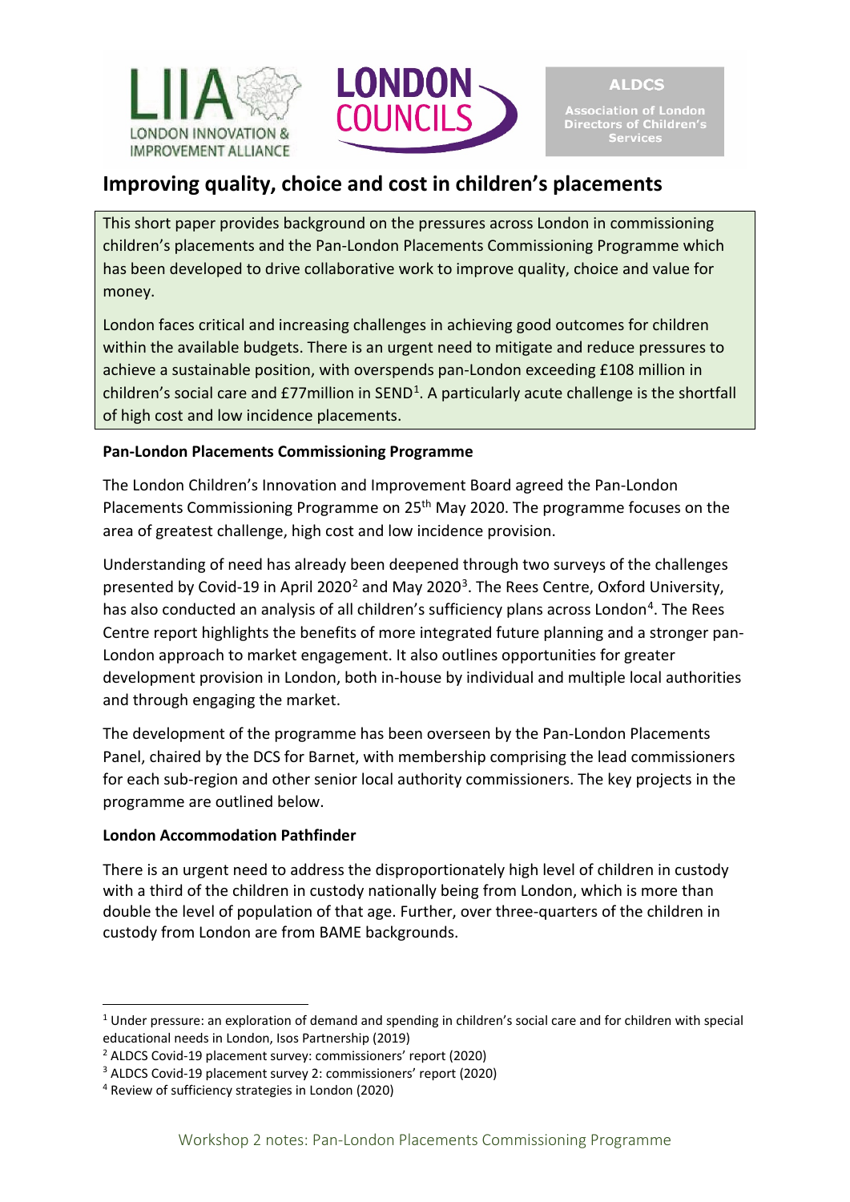# Improving quality, choice and cost in children's placements

This short paper provides background on the pressures across London in commissioning children's placements and the Pan-London Placements Commissioning Programme which has been developed to drive collaborative work to improve quality, choice and value for money.

London faces critical and increasing challenges in achieving good outcomes for children within the available budgets. There is an urgent need to mitigate and reduce pressures to achieve a sustainable position, with overspends pan-London exceeding £108 million in children's social care and £77million in SEND[1]. A particularly acute challenge is the shortfall of high cost and low incidence placements.

**Pan-London Placements Commissioning Programme**

The London Children's Innovation and Improvement Board agreed the Pan-London Placements Commissioning Programme on 25th May 2020. The programme focuses on the area of greatest challenge, high cost and low incidence provision.

Understanding of need has already been deepened through two surveys of the challenges presented by Covid-19 in April 2020[2] and May 2020[3]. The Rees Centre, Oxford University, has also conducted an analysis of all children's sufficiency plans across London[4]. The Rees Centre report highlights the benefits of more integrated future planning and a stronger pan-London approach to market engagement. It also outlines opportunities for greater development provision in London, both in-house by individual and multiple local authorities and through engaging the market.

The development of the programme has been overseen by the Pan-London Placements Panel, chaired by the DCS for Barnet, with membership comprising the lead commissioners for each sub-region and other senior local authority commissioners. The key projects in the programme are outlined below.

**London Accommodation Pathfinder**

There is an urgent need to address the disproportionately high level of children in custody with a third of the children in custody nationally being from London, which is more than double the level of population of that age. Further, over three-quarters of the children in custody from London are from BAME backgrounds.

---

[1] Under pressure: an exploration of demand and spending in children's social care and for children with special educational needs in London, Isos Partnership (2019)

[2] ALDCS Covid-19 placement survey: commissioners' report (2020)

[3] ALDCS Covid-19 placement survey 2: commissioners' report (2020)

[4] Review of sufficiency strategies in London (2020)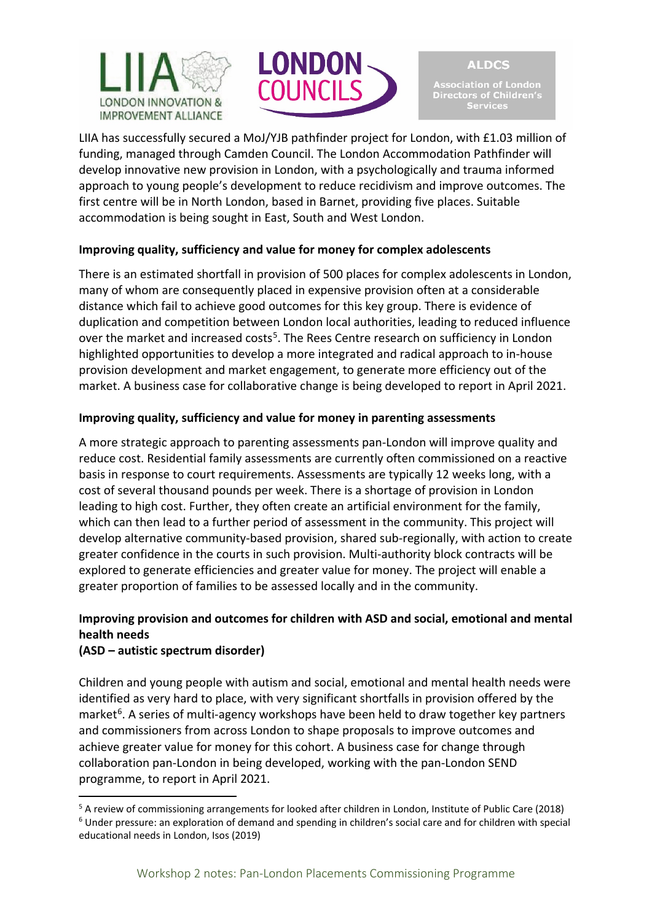LIIA has successfully secured a MoJ/YJB pathfinder project for London, with £1.03 million of funding, managed through Camden Council. The London Accommodation Pathfinder will develop innovative new provision in London, with a psychologically and trauma informed approach to young people's development to reduce recidivism and improve outcomes. The first centre will be in North London, based in Barnet, providing five places. Suitable accommodation is being sought in East, South and West London.

**Improving quality, sufficiency and value for money for complex adolescents**

There is an estimated shortfall in provision of 500 places for complex adolescents in London, many of whom are consequently placed in expensive provision often at a considerable distance which fail to achieve good outcomes for this key group. There is evidence of duplication and competition between London local authorities, leading to reduced influence over the market and increased costs[5]. The Rees Centre research on sufficiency in London highlighted opportunities to develop a more integrated and radical approach to in-house provision development and market engagement, to generate more efficiency out of the market. A business case for collaborative change is being developed to report in April 2021.

**Improving quality, sufficiency and value for money in parenting assessments**

A more strategic approach to parenting assessments pan-London will improve quality and reduce cost. Residential family assessments are currently often commissioned on a reactive basis in response to court requirements. Assessments are typically 12 weeks long, with a cost of several thousand pounds per week. There is a shortage of provision in London leading to high cost. Further, they often create an artificial environment for the family, which can then lead to a further period of assessment in the community. This project will develop alternative community-based provision, shared sub-regionally, with action to create greater confidence in the courts in such provision. Multi-authority block contracts will be explored to generate efficiencies and greater value for money. The project will enable a greater proportion of families to be assessed locally and in the community.

**Improving provision and outcomes for children with ASD and social, emotional and mental health needs**
**(ASD – autistic spectrum disorder)**

Children and young people with autism and social, emotional and mental health needs were identified as very hard to place, with very significant shortfalls in provision offered by the market[6]. A series of multi-agency workshops have been held to draw together key partners and commissioners from across London to shape proposals to improve outcomes and achieve greater value for money for this cohort. A business case for change through collaboration pan-London in being developed, working with the pan-London SEND programme, to report in April 2021.

---

[5] A review of commissioning arrangements for looked after children in London, Institute of Public Care (2018)

[6] Under pressure: an exploration of demand and spending in children's social care and for children with special educational needs in London, Isos (2019)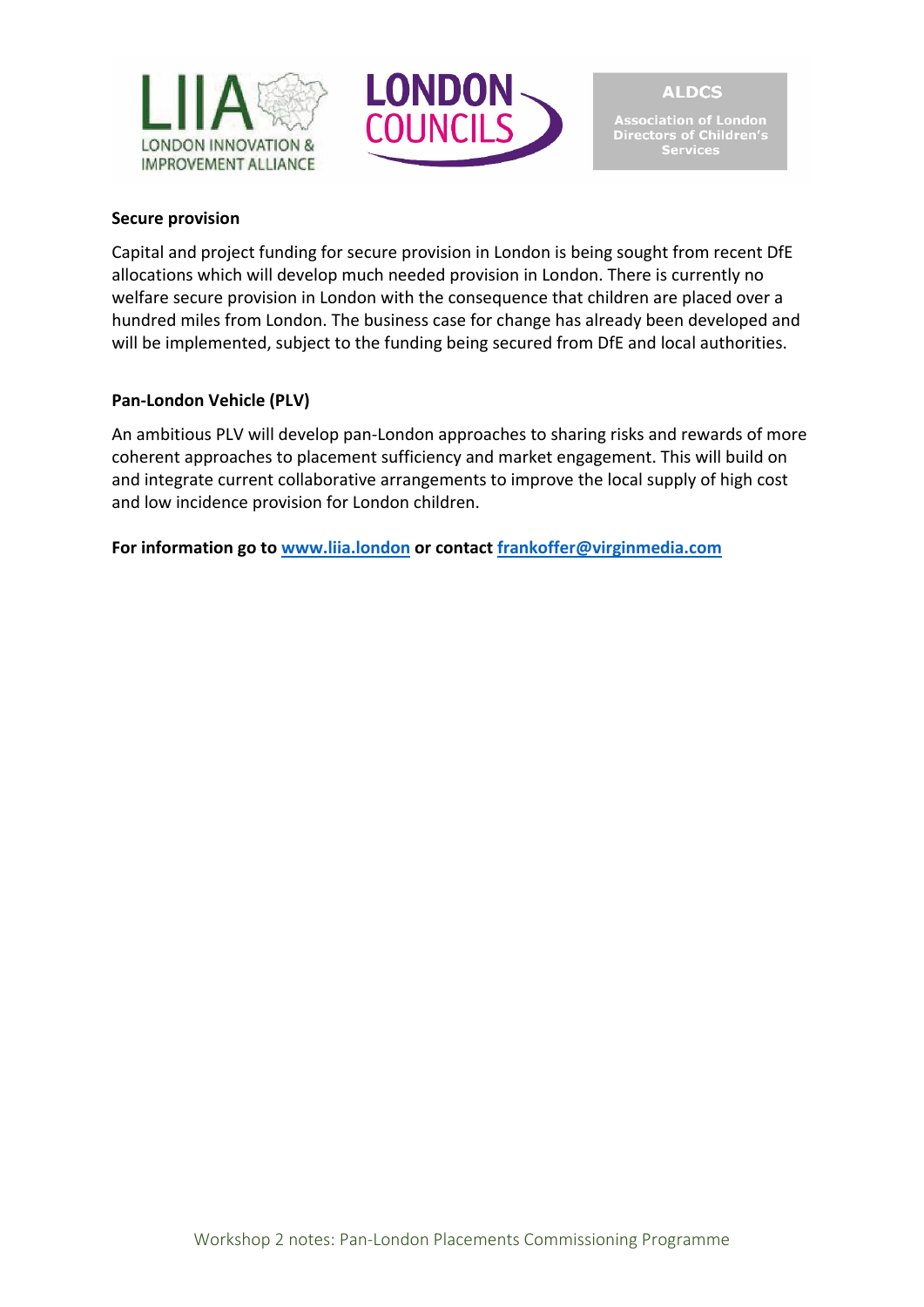**Secure provision**

Capital and project funding for secure provision in London is being sought from recent DfE allocations which will develop much needed provision in London. There is currently no welfare secure provision in London with the consequence that children are placed over a hundred miles from London. The business case for change has already been developed and will be implemented, subject to the funding being secured from DfE and local authorities.

**Pan-London Vehicle (PLV)**

An ambitious PLV will develop pan-London approaches to sharing risks and rewards of more coherent approaches to placement sufficiency and market engagement. This will build on and integrate current collaborative arrangements to improve the local supply of high cost and low incidence provision for London children.

**For information go to [www.liia.london](www.liia.london) or contact [frankoffer@virginmedia.com](mailto:frankoffer@virginmedia.com)**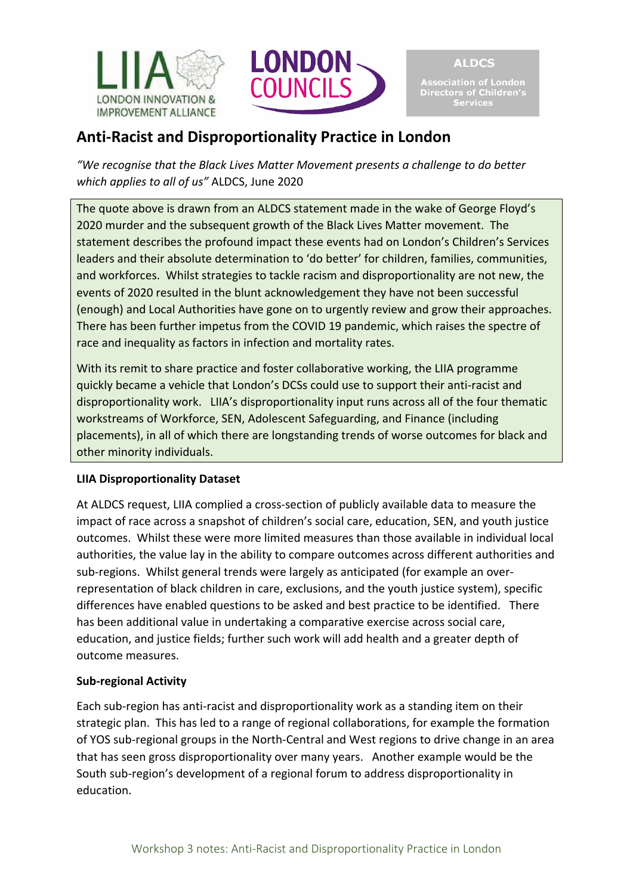# Anti-Racist and Disproportionality Practice in London

*"We recognise that the Black Lives Matter Movement presents a challenge to do better which applies to all of us"* ALDCS, June 2020

The quote above is drawn from an ALDCS statement made in the wake of George Floyd's 2020 murder and the subsequent growth of the Black Lives Matter movement. The statement describes the profound impact these events had on London's Children's Services leaders and their absolute determination to 'do better' for children, families, communities, and workforces. Whilst strategies to tackle racism and disproportionality are not new, the events of 2020 resulted in the blunt acknowledgement they have not been successful (enough) and Local Authorities have gone on to urgently review and grow their approaches. There has been further impetus from the COVID 19 pandemic, which raises the spectre of race and inequality as factors in infection and mortality rates.

With its remit to share practice and foster collaborative working, the LIIA programme quickly became a vehicle that London's DCSs could use to support their anti-racist and disproportionality work. LIIA's disproportionality input runs across all of the four thematic workstreams of Workforce, SEN, Adolescent Safeguarding, and Finance (including placements), in all of which there are longstanding trends of worse outcomes for black and other minority individuals.

**LIIA Disproportionality Dataset**

At ALDCS request, LIIA complied a cross-section of publicly available data to measure the impact of race across a snapshot of children's social care, education, SEN, and youth justice outcomes. Whilst these were more limited measures than those available in individual local authorities, the value lay in the ability to compare outcomes across different authorities and sub-regions. Whilst general trends were largely as anticipated (for example an over-representation of black children in care, exclusions, and the youth justice system), specific differences have enabled questions to be asked and best practice to be identified. There has been additional value in undertaking a comparative exercise across social care, education, and justice fields; further such work will add health and a greater depth of outcome measures.

**Sub-regional Activity**

Each sub-region has anti-racist and disproportionality work as a standing item on their strategic plan. This has led to a range of regional collaborations, for example the formation of YOS sub-regional groups in the North-Central and West regions to drive change in an area that has seen gross disproportionality over many years. Another example would be the South sub-region's development of a regional forum to address disproportionality in education.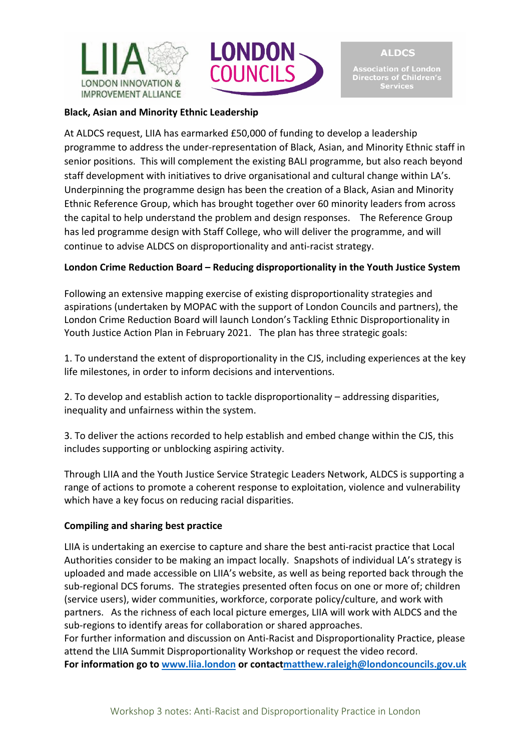**Black, Asian and Minority Ethnic Leadership**

At ALDCS request, LIIA has earmarked £50,000 of funding to develop a leadership programme to address the under-representation of Black, Asian, and Minority Ethnic staff in senior positions. This will complement the existing BALI programme, but also reach beyond staff development with initiatives to drive organisational and cultural change within LA's. Underpinning the programme design has been the creation of a Black, Asian and Minority Ethnic Reference Group, which has brought together over 60 minority leaders from across the capital to help understand the problem and design responses. The Reference Group has led programme design with Staff College, who will deliver the programme, and will continue to advise ALDCS on disproportionality and anti-racist strategy.

**London Crime Reduction Board – Reducing disproportionality in the Youth Justice System**

Following an extensive mapping exercise of existing disproportionality strategies and aspirations (undertaken by MOPAC with the support of London Councils and partners), the London Crime Reduction Board will launch London's Tackling Ethnic Disproportionality in Youth Justice Action Plan in February 2021. The plan has three strategic goals:

1. To understand the extent of disproportionality in the CJS, including experiences at the key life milestones, in order to inform decisions and interventions.

2. To develop and establish action to tackle disproportionality – addressing disparities, inequality and unfairness within the system.

3. To deliver the actions recorded to help establish and embed change within the CJS, this includes supporting or unblocking aspiring activity.

Through LIIA and the Youth Justice Service Strategic Leaders Network, ALDCS is supporting a range of actions to promote a coherent response to exploitation, violence and vulnerability which have a key focus on reducing racial disparities.

**Compiling and sharing best practice**

LIIA is undertaking an exercise to capture and share the best anti-racist practice that Local Authorities consider to be making an impact locally. Snapshots of individual LA's strategy is uploaded and made accessible on LIIA's website, as well as being reported back through the sub-regional DCS forums. The strategies presented often focus on one or more of; children (service users), wider communities, workforce, corporate policy/culture, and work with partners. As the richness of each local picture emerges, LIIA will work with ALDCS and the sub-regions to identify areas for collaboration or shared approaches.

For further information and discussion on Anti-Racist and Disproportionality Practice, please attend the LIIA Summit Disproportionality Workshop or request the video record.

**For information go to [www.liia.london](http://www.liia.london) or contact[matthew.raleigh@londoncouncils.gov.uk](mailto:matthew.raleigh@londoncouncils.gov.uk)**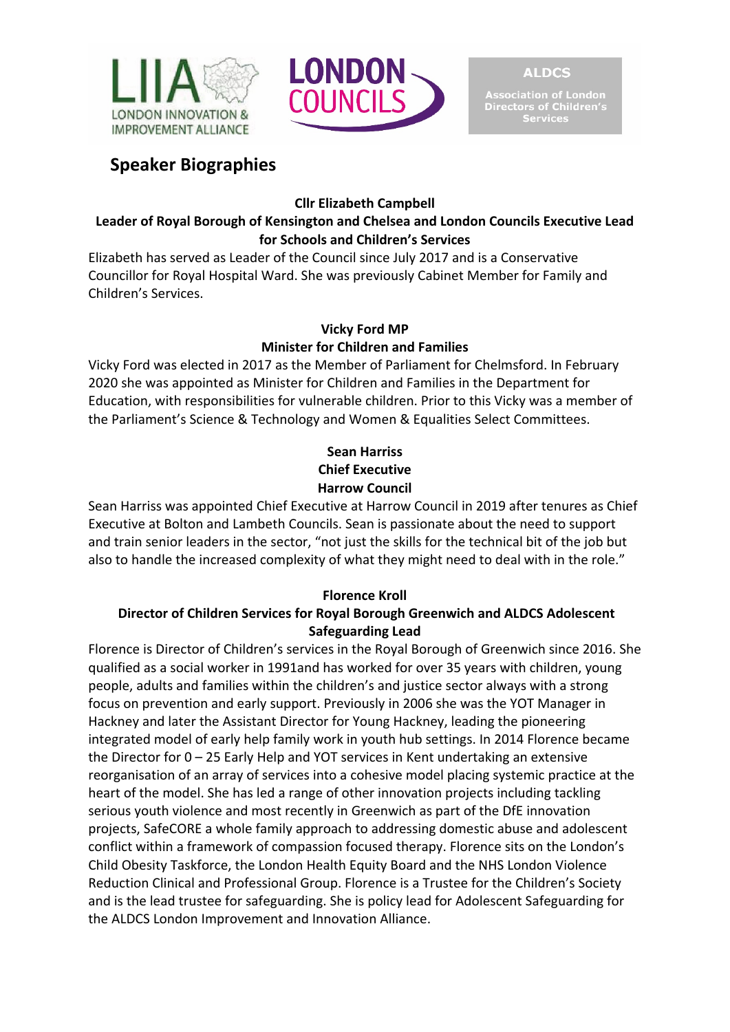## Speaker Biographies

**Cllr Elizabeth Campbell**
**Leader of Royal Borough of Kensington and Chelsea and London Councils Executive Lead for Schools and Children's Services**

Elizabeth has served as Leader of the Council since July 2017 and is a Conservative Councillor for Royal Hospital Ward. She was previously Cabinet Member for Family and Children's Services.

**Vicky Ford MP**
**Minister for Children and Families**

Vicky Ford was elected in 2017 as the Member of Parliament for Chelmsford. In February 2020 she was appointed as Minister for Children and Families in the Department for Education, with responsibilities for vulnerable children. Prior to this Vicky was a member of the Parliament's Science & Technology and Women & Equalities Select Committees.

**Sean Harriss**
**Chief Executive**
**Harrow Council**

Sean Harriss was appointed Chief Executive at Harrow Council in 2019 after tenures as Chief Executive at Bolton and Lambeth Councils. Sean is passionate about the need to support and train senior leaders in the sector, "not just the skills for the technical bit of the job but also to handle the increased complexity of what they might need to deal with in the role."

**Florence Kroll**
**Director of Children Services for Royal Borough Greenwich and ALDCS Adolescent Safeguarding Lead**

Florence is Director of Children's services in the Royal Borough of Greenwich since 2016. She qualified as a social worker in 1991and has worked for over 35 years with children, young people, adults and families within the children's and justice sector always with a strong focus on prevention and early support. Previously in 2006 she was the YOT Manager in Hackney and later the Assistant Director for Young Hackney, leading the pioneering integrated model of early help family work in youth hub settings. In 2014 Florence became the Director for 0 – 25 Early Help and YOT services in Kent undertaking an extensive reorganisation of an array of services into a cohesive model placing systemic practice at the heart of the model. She has led a range of other innovation projects including tackling serious youth violence and most recently in Greenwich as part of the DfE innovation projects, SafeCORE a whole family approach to addressing domestic abuse and adolescent conflict within a framework of compassion focused therapy. Florence sits on the London's Child Obesity Taskforce, the London Health Equity Board and the NHS London Violence Reduction Clinical and Professional Group. Florence is a Trustee for the Children's Society and is the lead trustee for safeguarding. She is policy lead for Adolescent Safeguarding for the ALDCS London Improvement and Innovation Alliance.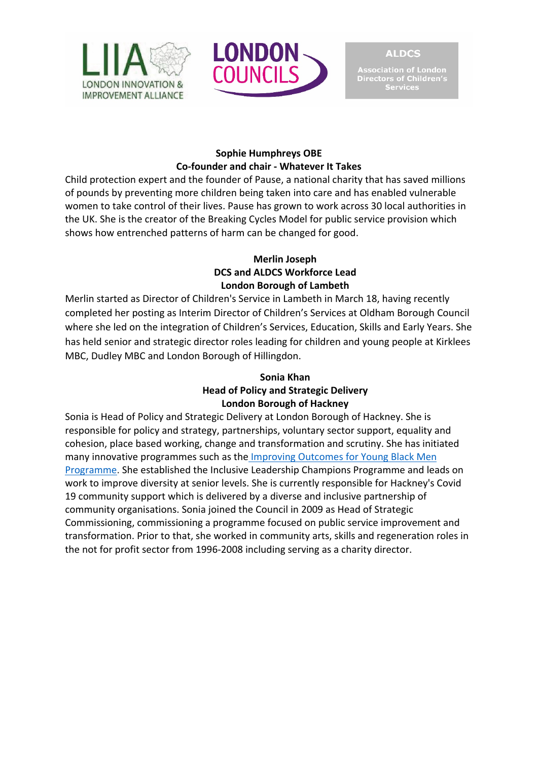**Sophie Humphreys OBE**
**Co-founder and chair - Whatever It Takes**

Child protection expert and the founder of Pause, a national charity that has saved millions of pounds by preventing more children being taken into care and has enabled vulnerable women to take control of their lives. Pause has grown to work across 30 local authorities in the UK. She is the creator of the Breaking Cycles Model for public service provision which shows how entrenched patterns of harm can be changed for good.

**Merlin Joseph**
**DCS and ALDCS Workforce Lead**
**London Borough of Lambeth**

Merlin started as Director of Children's Service in Lambeth in March 18, having recently completed her posting as Interim Director of Children's Services at Oldham Borough Council where she led on the integration of Children's Services, Education, Skills and Early Years. She has held senior and strategic director roles leading for children and young people at Kirklees MBC, Dudley MBC and London Borough of Hillingdon.

**Sonia Khan**
**Head of Policy and Strategic Delivery**
**London Borough of Hackney**

Sonia is Head of Policy and Strategic Delivery at London Borough of Hackney. She is responsible for policy and strategy, partnerships, voluntary sector support, equality and cohesion, place based working, change and transformation and scrutiny. She has initiated many innovative programmes such as the Improving Outcomes for Young Black Men Programme. She established the Inclusive Leadership Champions Programme and leads on work to improve diversity at senior levels. She is currently responsible for Hackney's Covid 19 community support which is delivered by a diverse and inclusive partnership of community organisations. Sonia joined the Council in 2009 as Head of Strategic Commissioning, commissioning a programme focused on public service improvement and transformation. Prior to that, she worked in community arts, skills and regeneration roles in the not for profit sector from 1996-2008 including serving as a charity director.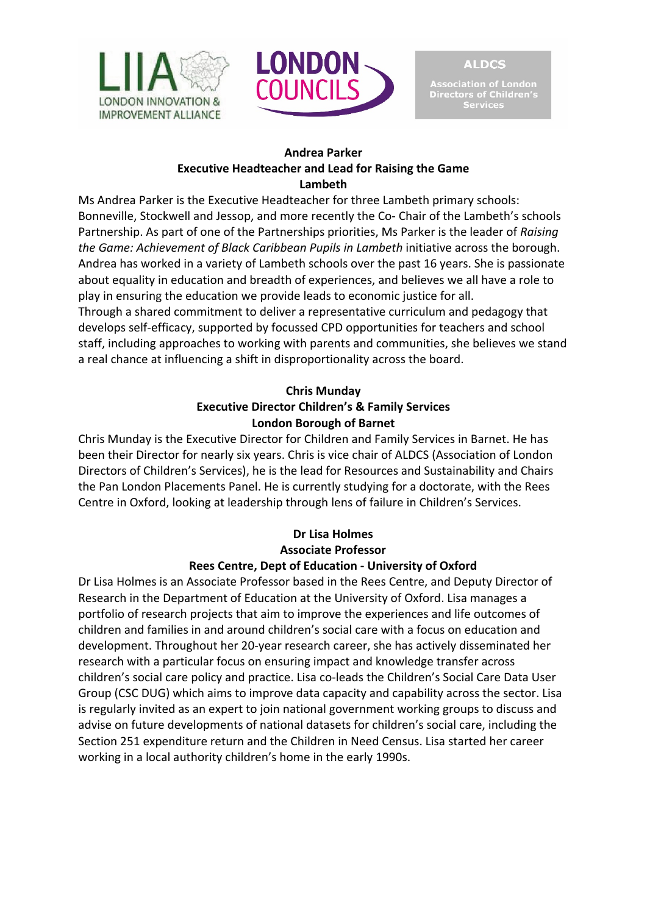**Andrea Parker**
**Executive Headteacher and Lead for Raising the Game**
**Lambeth**

Ms Andrea Parker is the Executive Headteacher for three Lambeth primary schools: Bonneville, Stockwell and Jessop, and more recently the Co- Chair of the Lambeth's schools Partnership. As part of one of the Partnerships priorities, Ms Parker is the leader of *Raising the Game: Achievement of Black Caribbean Pupils in Lambeth* initiative across the borough. Andrea has worked in a variety of Lambeth schools over the past 16 years. She is passionate about equality in education and breadth of experiences, and believes we all have a role to play in ensuring the education we provide leads to economic justice for all.
Through a shared commitment to deliver a representative curriculum and pedagogy that develops self-efficacy, supported by focussed CPD opportunities for teachers and school staff, including approaches to working with parents and communities, she believes we stand a real chance at influencing a shift in disproportionality across the board.

**Chris Munday**
**Executive Director Children's & Family Services**
**London Borough of Barnet**

Chris Munday is the Executive Director for Children and Family Services in Barnet. He has been their Director for nearly six years. Chris is vice chair of ALDCS (Association of London Directors of Children's Services), he is the lead for Resources and Sustainability and Chairs the Pan London Placements Panel. He is currently studying for a doctorate, with the Rees Centre in Oxford, looking at leadership through lens of failure in Children's Services.

**Dr Lisa Holmes**
**Associate Professor**
**Rees Centre, Dept of Education - University of Oxford**

Dr Lisa Holmes is an Associate Professor based in the Rees Centre, and Deputy Director of Research in the Department of Education at the University of Oxford. Lisa manages a portfolio of research projects that aim to improve the experiences and life outcomes of children and families in and around children's social care with a focus on education and development. Throughout her 20-year research career, she has actively disseminated her research with a particular focus on ensuring impact and knowledge transfer across children's social care policy and practice. Lisa co-leads the Children's Social Care Data User Group (CSC DUG) which aims to improve data capacity and capability across the sector. Lisa is regularly invited as an expert to join national government working groups to discuss and advise on future developments of national datasets for children's social care, including the Section 251 expenditure return and the Children in Need Census. Lisa started her career working in a local authority children's home in the early 1990s.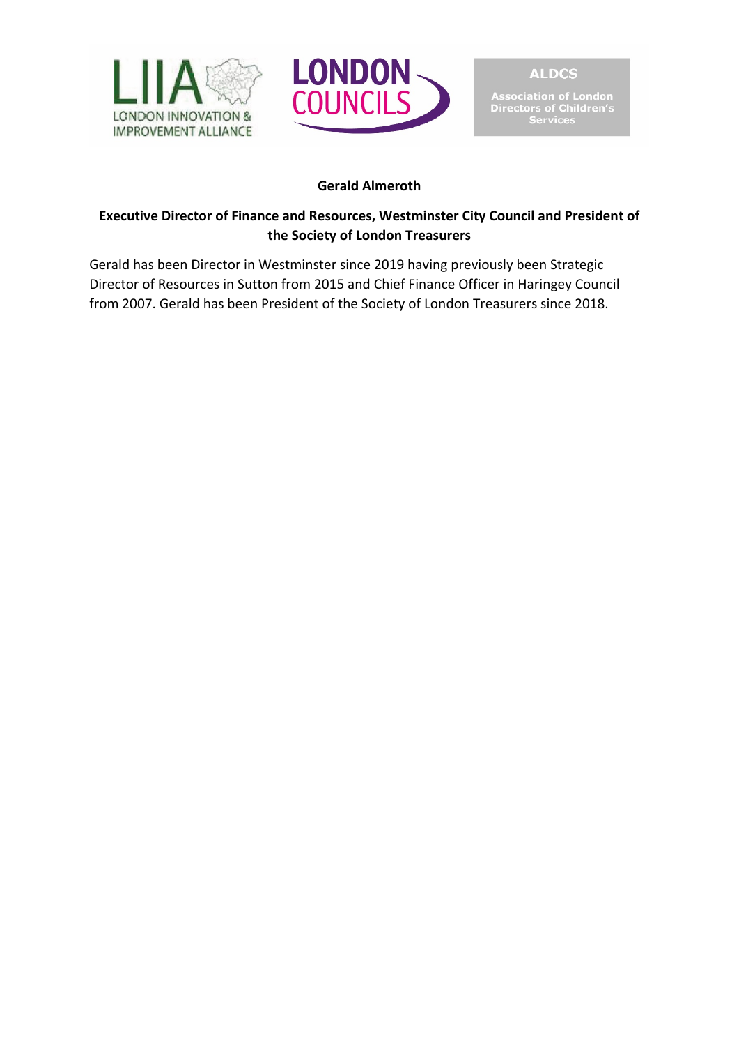**Gerald Almeroth**

**Executive Director of Finance and Resources, Westminster City Council and President of the Society of London Treasurers**

Gerald has been Director in Westminster since 2019 having previously been Strategic Director of Resources in Sutton from 2015 and Chief Finance Officer in Haringey Council from 2007. Gerald has been President of the Society of London Treasurers since 2018.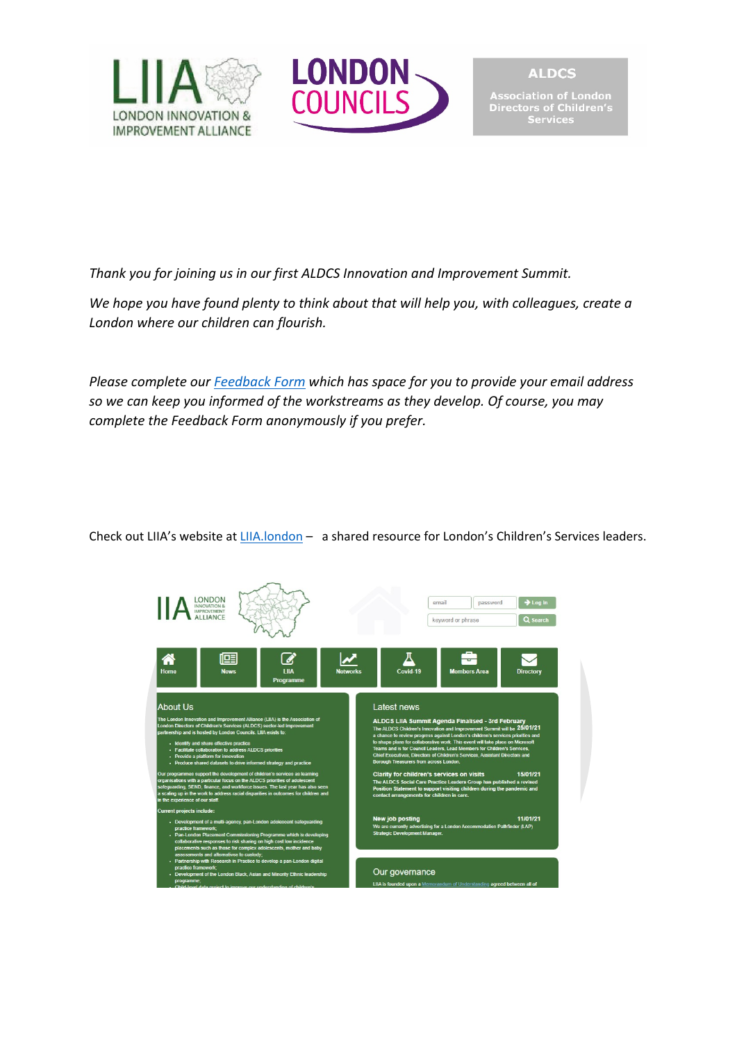*Thank you for joining us in our first ALDCS Innovation and Improvement Summit.*

*We hope you have found plenty to think about that will help you, with colleagues, create a London where our children can flourish.*

*Please complete our Feedback Form which has space for you to provide your email address so we can keep you informed of the workstreams as they develop. Of course, you may complete the Feedback Form anonymously if you prefer.*

Check out LIIA's website at LIIA.london – a shared resource for London's Children's Services leaders.